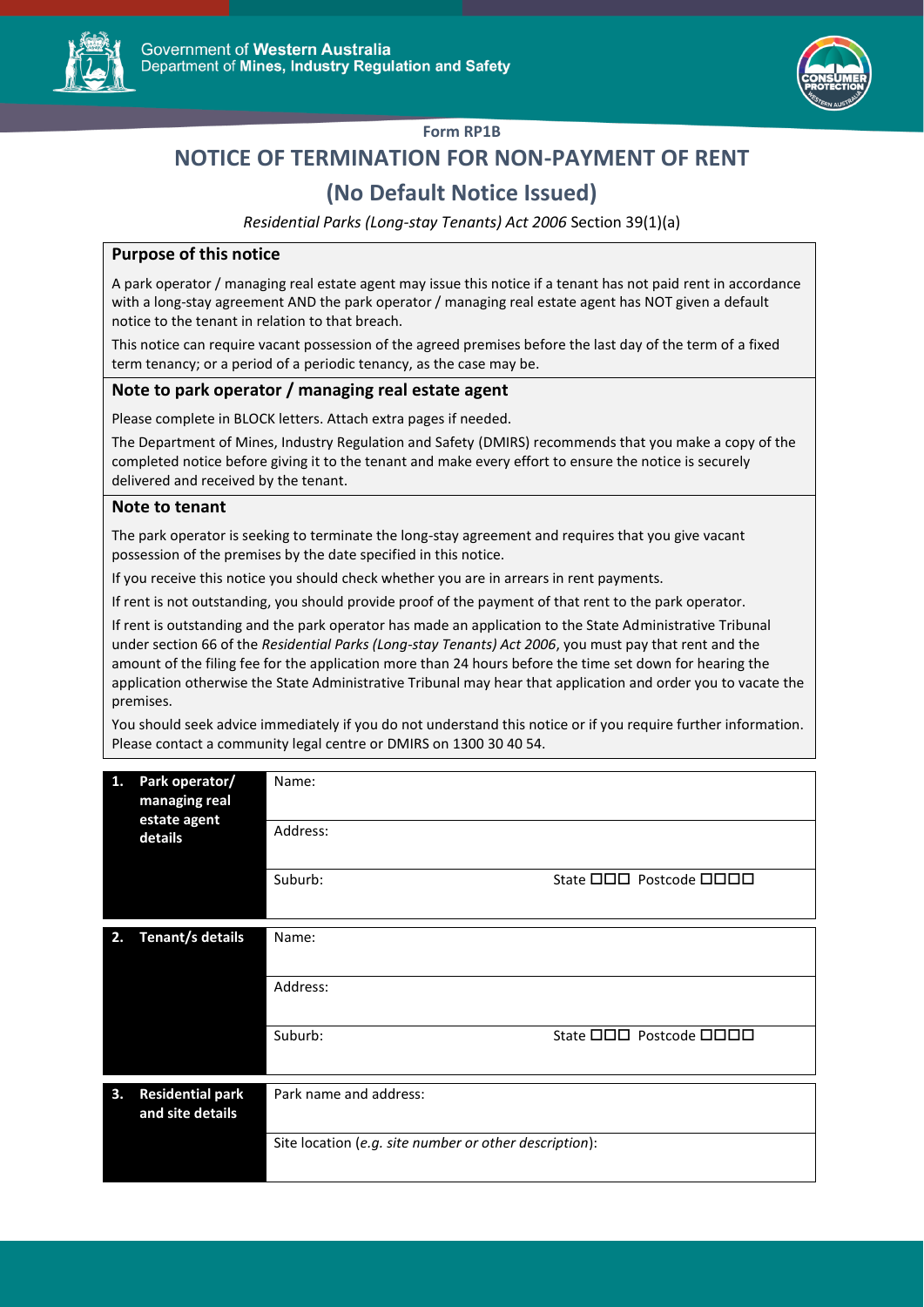Government of **Western Australia**
Department of **Mines, Industry Regulation and Safety**

**Form RP1B**

# NOTICE OF TERMINATION FOR NON-PAYMENT OF RENT

# (No Default Notice Issued)

*Residential Parks (Long-stay Tenants) Act 2006* Section 39(1)(a)

## Purpose of this notice

A park operator / managing real estate agent may issue this notice if a tenant has not paid rent in accordance with a long-stay agreement AND the park operator / managing real estate agent has NOT given a default notice to the tenant in relation to that breach.

This notice can require vacant possession of the agreed premises before the last day of the term of a fixed term tenancy; or a period of a periodic tenancy, as the case may be.

## Note to park operator / managing real estate agent

Please complete in BLOCK letters. Attach extra pages if needed.

The Department of Mines, Industry Regulation and Safety (DMIRS) recommends that you make a copy of the completed notice before giving it to the tenant and make every effort to ensure the notice is securely delivered and received by the tenant.

## Note to tenant

The park operator is seeking to terminate the long-stay agreement and requires that you give vacant possession of the premises by the date specified in this notice.

If you receive this notice you should check whether you are in arrears in rent payments.

If rent is not outstanding, you should provide proof of the payment of that rent to the park operator.

If rent is outstanding and the park operator has made an application to the State Administrative Tribunal under section 66 of the *Residential Parks (Long-stay Tenants) Act 2006*, you must pay that rent and the amount of the filing fee for the application more than 24 hours before the time set down for hearing the application otherwise the State Administrative Tribunal may hear that application and order you to vacate the premises.

You should seek advice immediately if you do not understand this notice or if you require further information. Please contact a community legal centre or DMIRS on 1300 30 40 54.

| | | |
|---|---|---|
| **1. Park operator/ managing real estate agent details** | Name: | |
| | Address: | |
| | Suburb: | State ☐☐☐ Postcode ☐☐☐☐ |

| | | |
|---|---|---|
| **2. Tenant/s details** | Name: | |
| | Address: | |
| | Suburb: | State ☐☐☐ Postcode ☐☐☐☐ |

| | |
|---|---|
| **3. Residential park and site details** | Park name and address: |
| | Site location (*e.g. site number or other description*): |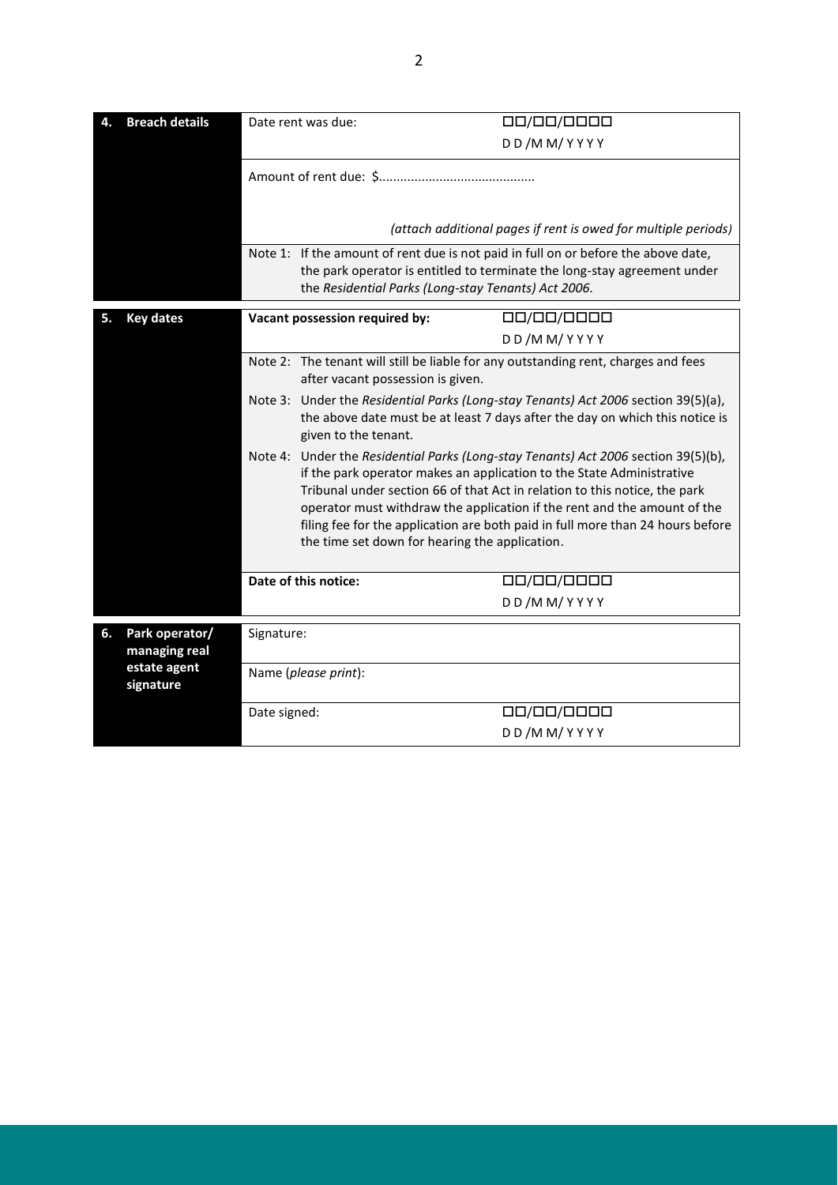| | | |
|---|---|---|
| **4. Breach details** | Date rent was due: | □□/□□/□□□□<br>D D /M M/ Y Y Y Y |
| | Amount of rent due: $........................................... <br><br>*(attach additional pages if rent is owed for multiple periods)* | |
| | Note 1: If the amount of rent due is not paid in full on or before the above date, the park operator is entitled to terminate the long-stay agreement under the *Residential Parks (Long-stay Tenants) Act 2006*. | |

| | | |
|---|---|---|
| **5. Key dates** | **Vacant possession required by:** | □□/□□/□□□□<br>D D /M M/ Y Y Y Y |
| | Note 2: The tenant will still be liable for any outstanding rent, charges and fees after vacant possession is given. | |
| | Note 3: Under the *Residential Parks (Long-stay Tenants) Act 2006* section 39(5)(a), the above date must be at least 7 days after the day on which this notice is given to the tenant. | |
| | Note 4: Under the *Residential Parks (Long-stay Tenants) Act 2006* section 39(5)(b), if the park operator makes an application to the State Administrative Tribunal under section 66 of that Act in relation to this notice, the park operator must withdraw the application if the rent and the amount of the filing fee for the application are both paid in full more than 24 hours before the time set down for hearing the application. | |
| | **Date of this notice:** | □□/□□/□□□□<br>D D /M M/ Y Y Y Y |

| | | |
|---|---|---|
| **6. Park operator/ managing real estate agent signature** | Signature: | |
| | Name (*please print*): | |
| | Date signed: | □□/□□/□□□□<br>D D /M M/ Y Y Y Y |